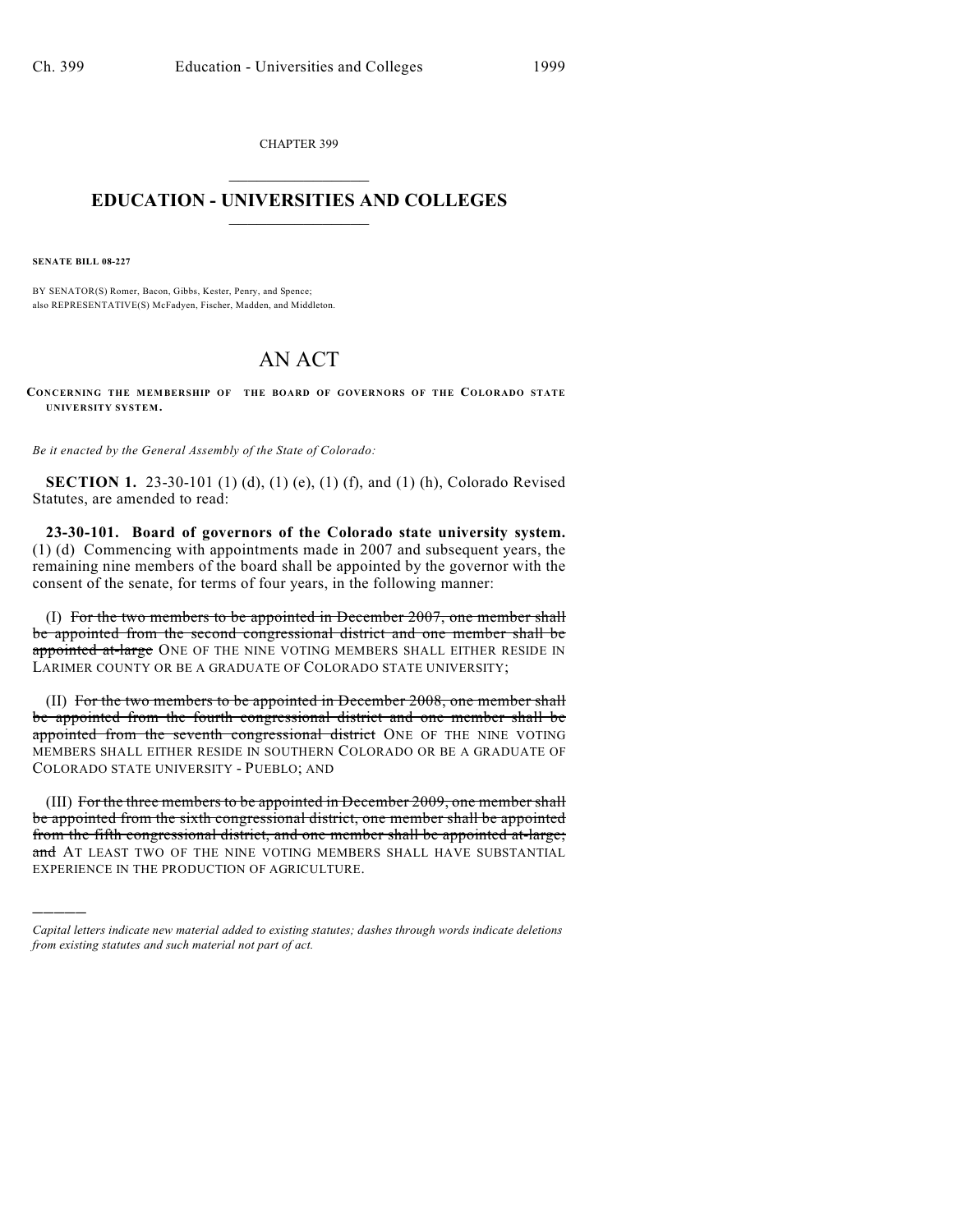CHAPTER 399

# EDUCATION - UNIVERSITIES AND COLLEGES

**SENATE BILL 08-227**

BY SENATOR(S) Romer, Bacon, Gibbs, Kester, Penry, and Spence;
also REPRESENTATIVE(S) McFadyen, Fischer, Madden, and Middleton.

# AN ACT

**CONCERNING THE MEMBERSHIP OF THE BOARD OF GOVERNORS OF THE COLORADO STATE UNIVERSITY SYSTEM.**

*Be it enacted by the General Assembly of the State of Colorado:*

**SECTION 1.** 23-30-101 (1) (d), (1) (e), (1) (f), and (1) (h), Colorado Revised Statutes, are amended to read:

**23-30-101. Board of governors of the Colorado state university system.** (1) (d) Commencing with appointments made in 2007 and subsequent years, the remaining nine members of the board shall be appointed by the governor with the consent of the senate, for terms of four years, in the following manner:

(I) ~~For the two members to be appointed in December 2007, one member shall be appointed from the second congressional district and one member shall be appointed at-large~~ ONE OF THE NINE VOTING MEMBERS SHALL EITHER RESIDE IN LARIMER COUNTY OR BE A GRADUATE OF COLORADO STATE UNIVERSITY;

(II) ~~For the two members to be appointed in December 2008, one member shall be appointed from the fourth congressional district and one member shall be appointed from the seventh congressional district~~ ONE OF THE NINE VOTING MEMBERS SHALL EITHER RESIDE IN SOUTHERN COLORADO OR BE A GRADUATE OF COLORADO STATE UNIVERSITY - PUEBLO; AND

(III) ~~For the three members to be appointed in December 2009, one member shall be appointed from the sixth congressional district, one member shall be appointed from the fifth congressional district, and one member shall be appointed at-large; and~~ AT LEAST TWO OF THE NINE VOTING MEMBERS SHALL HAVE SUBSTANTIAL EXPERIENCE IN THE PRODUCTION OF AGRICULTURE.

---

*Capital letters indicate new material added to existing statutes; dashes through words indicate deletions from existing statutes and such material not part of act.*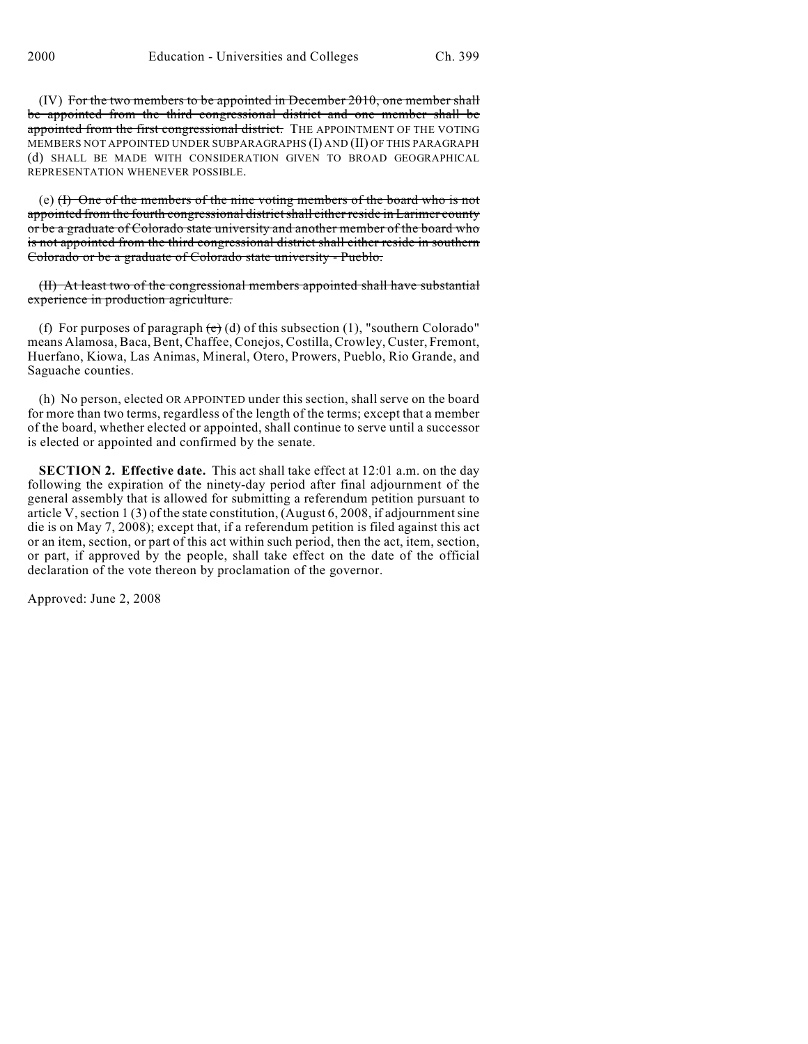(IV) ~~For the two members to be appointed in December 2010, one member shall be appointed from the third congressional district and one member shall be appointed from the first congressional district.~~ THE APPOINTMENT OF THE VOTING MEMBERS NOT APPOINTED UNDER SUBPARAGRAPHS (I) AND (II) OF THIS PARAGRAPH (d) SHALL BE MADE WITH CONSIDERATION GIVEN TO BROAD GEOGRAPHICAL REPRESENTATION WHENEVER POSSIBLE.

(e) ~~(I) One of the members of the nine voting members of the board who is not appointed from the fourth congressional district shall either reside in Larimer county or be a graduate of Colorado state university and another member of the board who is not appointed from the third congressional district shall either reside in southern Colorado or be a graduate of Colorado state university - Pueblo.~~

~~(II) At least two of the congressional members appointed shall have substantial experience in production agriculture.~~

(f) For purposes of paragraph ~~(e)~~ (d) of this subsection (1), "southern Colorado" means Alamosa, Baca, Bent, Chaffee, Conejos, Costilla, Crowley, Custer, Fremont, Huerfano, Kiowa, Las Animas, Mineral, Otero, Prowers, Pueblo, Rio Grande, and Saguache counties.

(h) No person, elected OR APPOINTED under this section, shall serve on the board for more than two terms, regardless of the length of the terms; except that a member of the board, whether elected or appointed, shall continue to serve until a successor is elected or appointed and confirmed by the senate.

**SECTION 2. Effective date.** This act shall take effect at 12:01 a.m. on the day following the expiration of the ninety-day period after final adjournment of the general assembly that is allowed for submitting a referendum petition pursuant to article V, section 1 (3) of the state constitution, (August 6, 2008, if adjournment sine die is on May 7, 2008); except that, if a referendum petition is filed against this act or an item, section, or part of this act within such period, then the act, item, section, or part, if approved by the people, shall take effect on the date of the official declaration of the vote thereon by proclamation of the governor.

Approved: June 2, 2008